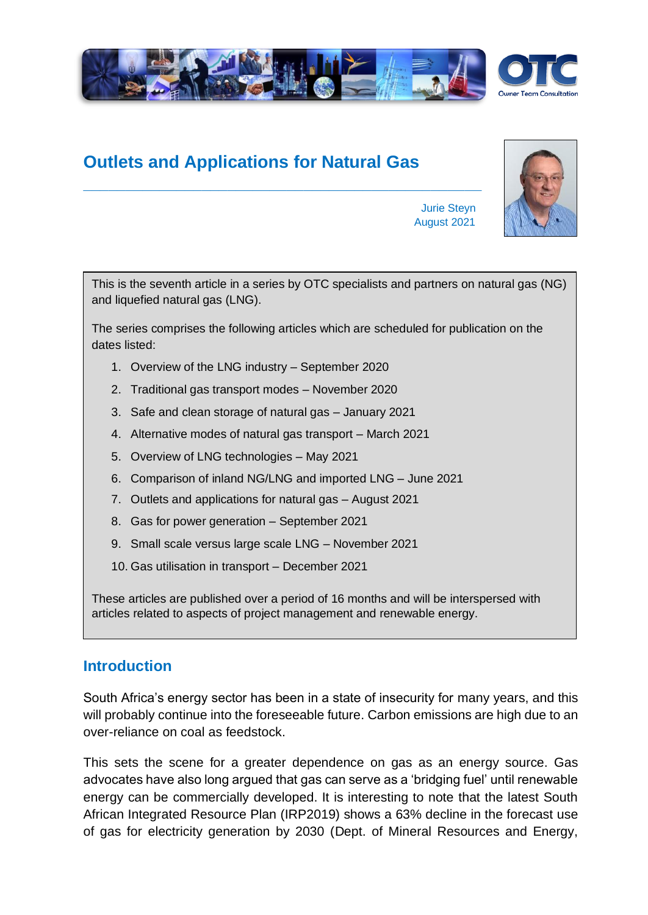# Outlets and Applications for Natural Gas

Jurie Steyn
August 2021

This is the seventh article in a series by OTC specialists and partners on natural gas (NG) and liquefied natural gas (LNG).

The series comprises the following articles which are scheduled for publication on the dates listed:

1. Overview of the LNG industry – September 2020
2. Traditional gas transport modes – November 2020
3. Safe and clean storage of natural gas – January 2021
4. Alternative modes of natural gas transport – March 2021
5. Overview of LNG technologies – May 2021
6. Comparison of inland NG/LNG and imported LNG – June 2021
7. Outlets and applications for natural gas – August 2021
8. Gas for power generation – September 2021
9. Small scale versus large scale LNG – November 2021
10. Gas utilisation in transport – December 2021

These articles are published over a period of 16 months and will be interspersed with articles related to aspects of project management and renewable energy.

## Introduction

South Africa's energy sector has been in a state of insecurity for many years, and this will probably continue into the foreseeable future. Carbon emissions are high due to an over-reliance on coal as feedstock.

This sets the scene for a greater dependence on gas as an energy source. Gas advocates have also long argued that gas can serve as a 'bridging fuel' until renewable energy can be commercially developed. It is interesting to note that the latest South African Integrated Resource Plan (IRP2019) shows a 63% decline in the forecast use of gas for electricity generation by 2030 (Dept. of Mineral Resources and Energy,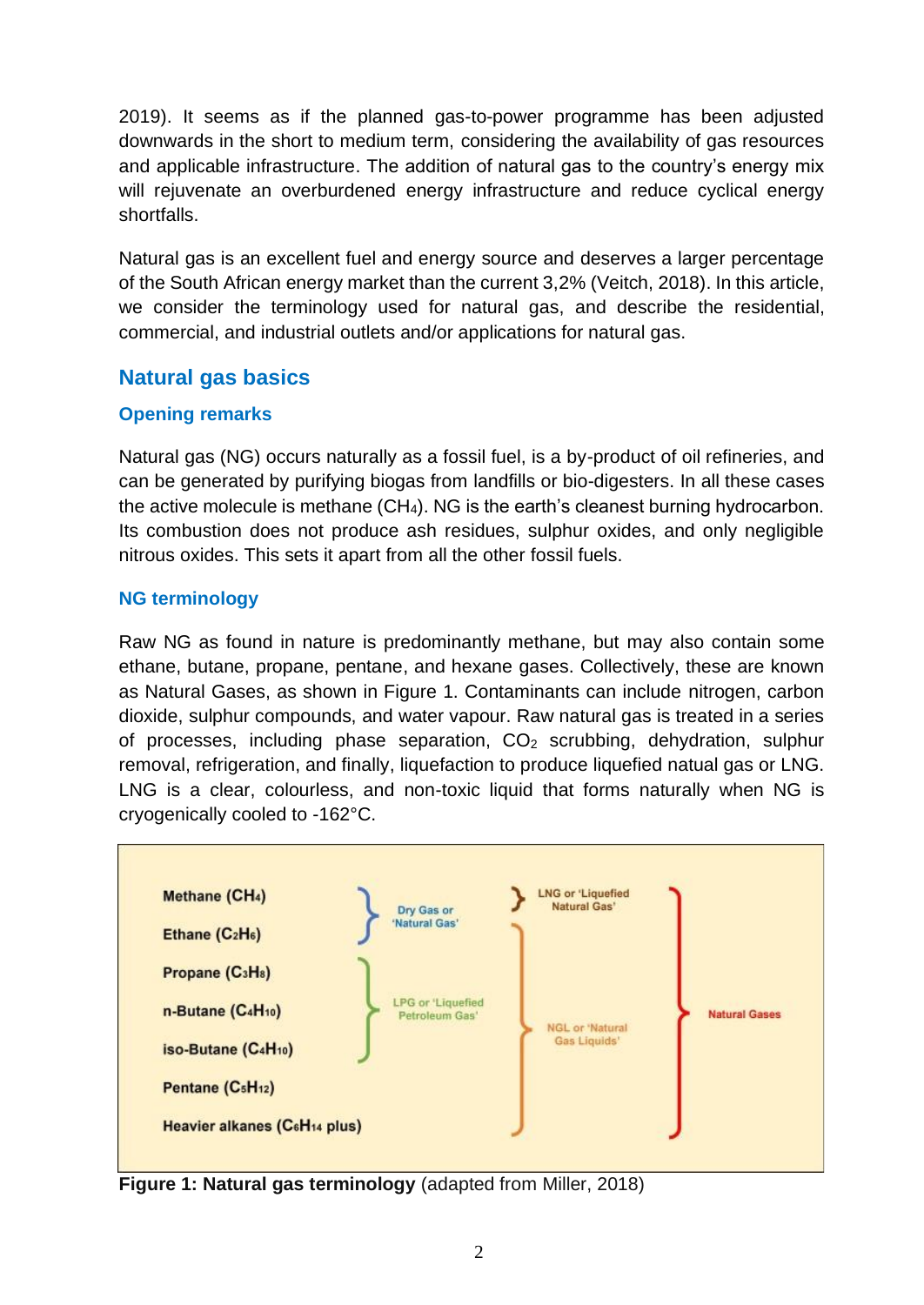2019). It seems as if the planned gas-to-power programme has been adjusted downwards in the short to medium term, considering the availability of gas resources and applicable infrastructure. The addition of natural gas to the country's energy mix will rejuvenate an overburdened energy infrastructure and reduce cyclical energy shortfalls.

Natural gas is an excellent fuel and energy source and deserves a larger percentage of the South African energy market than the current 3,2% (Veitch, 2018). In this article, we consider the terminology used for natural gas, and describe the residential, commercial, and industrial outlets and/or applications for natural gas.

## Natural gas basics

### Opening remarks

Natural gas (NG) occurs naturally as a fossil fuel, is a by-product of oil refineries, and can be generated by purifying biogas from landfills or bio-digesters. In all these cases the active molecule is methane ($CH_4$). NG is the earth's cleanest burning hydrocarbon. Its combustion does not produce ash residues, sulphur oxides, and only negligible nitrous oxides. This sets it apart from all the other fossil fuels.

### NG terminology

Raw NG as found in nature is predominantly methane, but may also contain some ethane, butane, propane, pentane, and hexane gases. Collectively, these are known as Natural Gases, as shown in Figure 1. Contaminants can include nitrogen, carbon dioxide, sulphur compounds, and water vapour. Raw natural gas is treated in a series of processes, including phase separation, $CO_2$ scrubbing, dehydration, sulphur removal, refrigeration, and finally, liquefaction to produce liquefied natual gas or LNG. LNG is a clear, colourless, and non-toxic liquid that forms naturally when NG is cryogenically cooled to -162°C.

| Component | Group | | |
|---|---|---|---|
| Methane ($CH_4$) | Dry Gas or 'Natural Gas' | LNG or 'Liquefied Natural Gas' | Natural Gases |
| Ethane ($C_2H_6$) | Dry Gas or 'Natural Gas' | NGL or 'Natural Gas Liquids' | Natural Gases |
| Propane ($C_3H_8$) | LPG or 'Liquefied Petroleum Gas' | NGL or 'Natural Gas Liquids' | Natural Gases |
| n-Butane ($C_4H_{10}$) | LPG or 'Liquefied Petroleum Gas' | NGL or 'Natural Gas Liquids' | Natural Gases |
| iso-Butane ($C_4H_{10}$) | LPG or 'Liquefied Petroleum Gas' | NGL or 'Natural Gas Liquids' | Natural Gases |
| Pentane ($C_5H_{12}$) | | NGL or 'Natural Gas Liquids' | Natural Gases |
| Heavier alkanes ($C_6H_{14}$ plus) | | NGL or 'Natural Gas Liquids' | Natural Gases |

**Figure 1: Natural gas terminology** (adapted from Miller, 2018)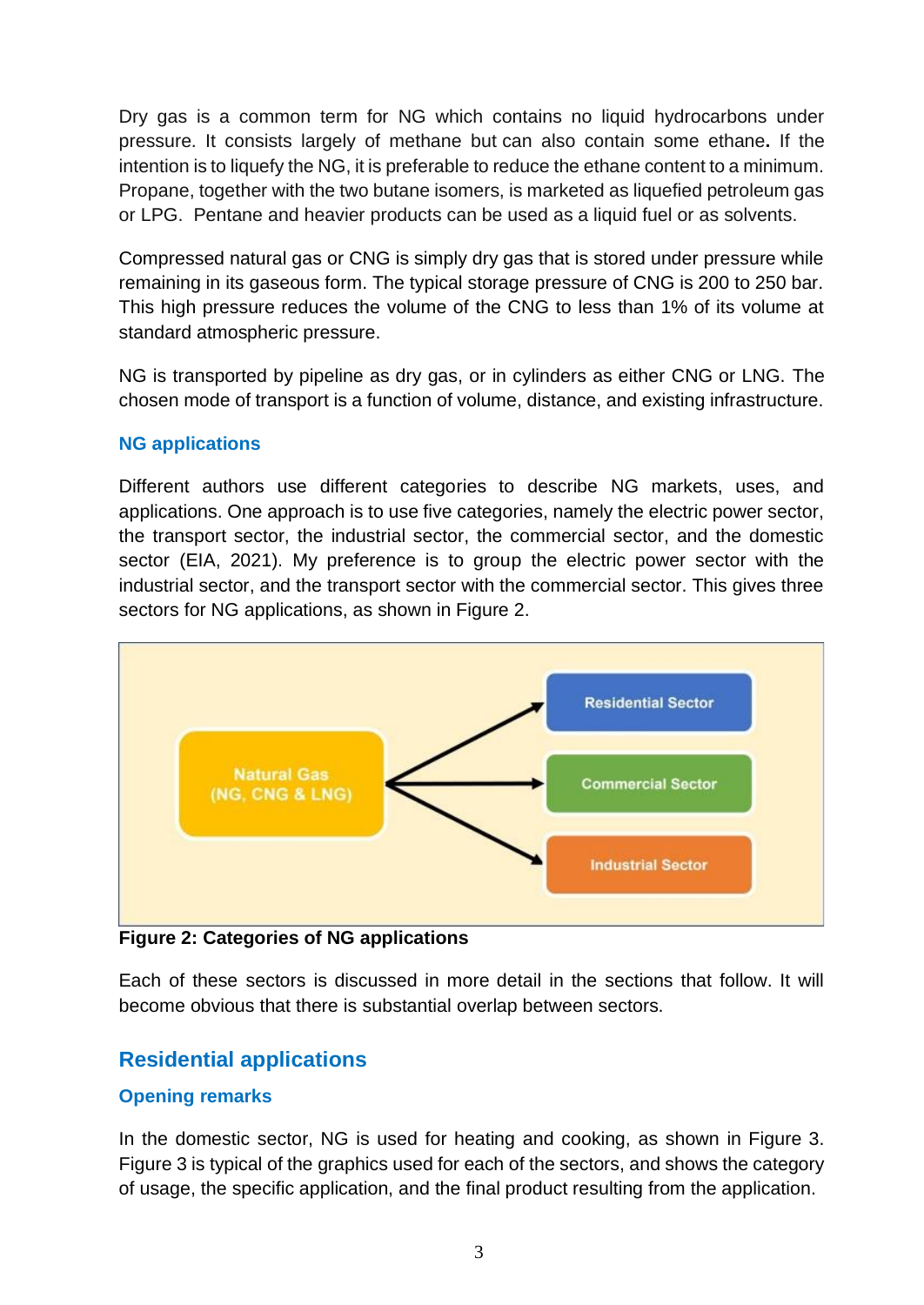Dry gas is a common term for NG which contains no liquid hydrocarbons under pressure. It consists largely of methane but can also contain some ethane**.** If the intention is to liquefy the NG, it is preferable to reduce the ethane content to a minimum. Propane, together with the two butane isomers, is marketed as liquefied petroleum gas or LPG. Pentane and heavier products can be used as a liquid fuel or as solvents.

Compressed natural gas or CNG is simply dry gas that is stored under pressure while remaining in its gaseous form. The typical storage pressure of CNG is 200 to 250 bar. This high pressure reduces the volume of the CNG to less than 1% of its volume at standard atmospheric pressure.

NG is transported by pipeline as dry gas, or in cylinders as either CNG or LNG. The chosen mode of transport is a function of volume, distance, and existing infrastructure.

### NG applications

Different authors use different categories to describe NG markets, uses, and applications. One approach is to use five categories, namely the electric power sector, the transport sector, the industrial sector, the commercial sector, and the domestic sector (EIA, 2021). My preference is to group the electric power sector with the industrial sector, and the transport sector with the commercial sector. This gives three sectors for NG applications, as shown in Figure 2.

Natural Gas (NG, CNG & LNG) → Residential Sector; Commercial Sector; Industrial Sector

**Figure 2: Categories of NG applications**

Each of these sectors is discussed in more detail in the sections that follow. It will become obvious that there is substantial overlap between sectors.

## Residential applications

### Opening remarks

In the domestic sector, NG is used for heating and cooking, as shown in Figure 3. Figure 3 is typical of the graphics used for each of the sectors, and shows the category of usage, the specific application, and the final product resulting from the application.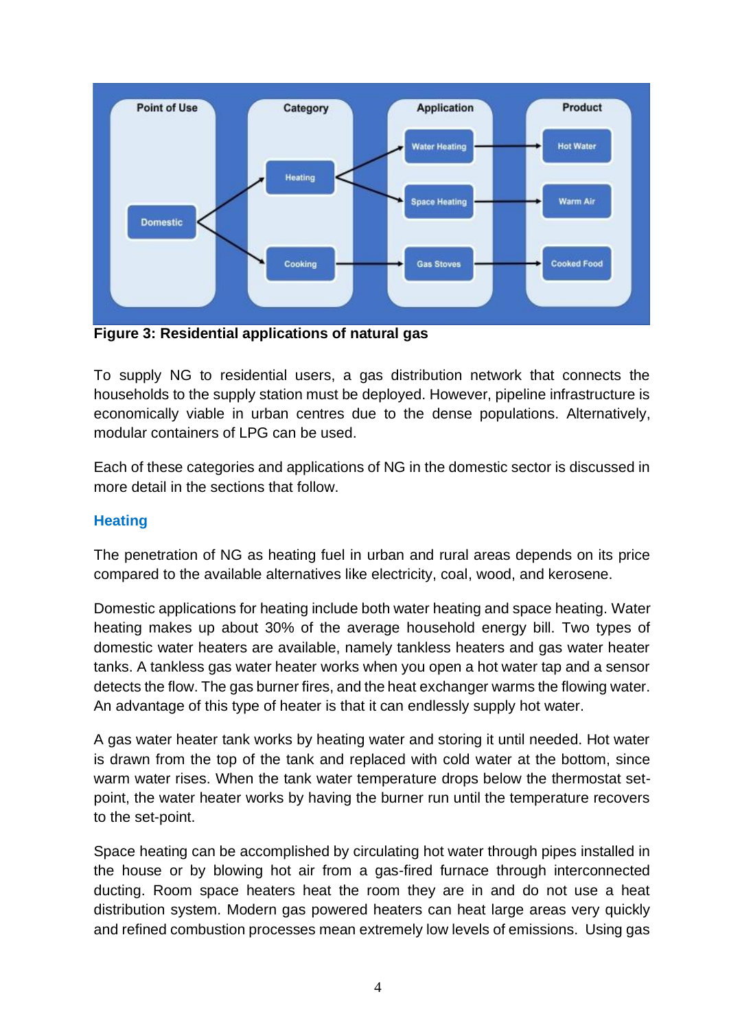**Figure 3: Residential applications of natural gas**

To supply NG to residential users, a gas distribution network that connects the households to the supply station must be deployed. However, pipeline infrastructure is economically viable in urban centres due to the dense populations. Alternatively, modular containers of LPG can be used.

Each of these categories and applications of NG in the domestic sector is discussed in more detail in the sections that follow.

### Heating

The penetration of NG as heating fuel in urban and rural areas depends on its price compared to the available alternatives like electricity, coal, wood, and kerosene.

Domestic applications for heating include both water heating and space heating. Water heating makes up about 30% of the average household energy bill. Two types of domestic water heaters are available, namely tankless heaters and gas water heater tanks. A tankless gas water heater works when you open a hot water tap and a sensor detects the flow. The gas burner fires, and the heat exchanger warms the flowing water. An advantage of this type of heater is that it can endlessly supply hot water.

A gas water heater tank works by heating water and storing it until needed. Hot water is drawn from the top of the tank and replaced with cold water at the bottom, since warm water rises. When the tank water temperature drops below the thermostat set-point, the water heater works by having the burner run until the temperature recovers to the set-point.

Space heating can be accomplished by circulating hot water through pipes installed in the house or by blowing hot air from a gas-fired furnace through interconnected ducting. Room space heaters heat the room they are in and do not use a heat distribution system. Modern gas powered heaters can heat large areas very quickly and refined combustion processes mean extremely low levels of emissions. Using gas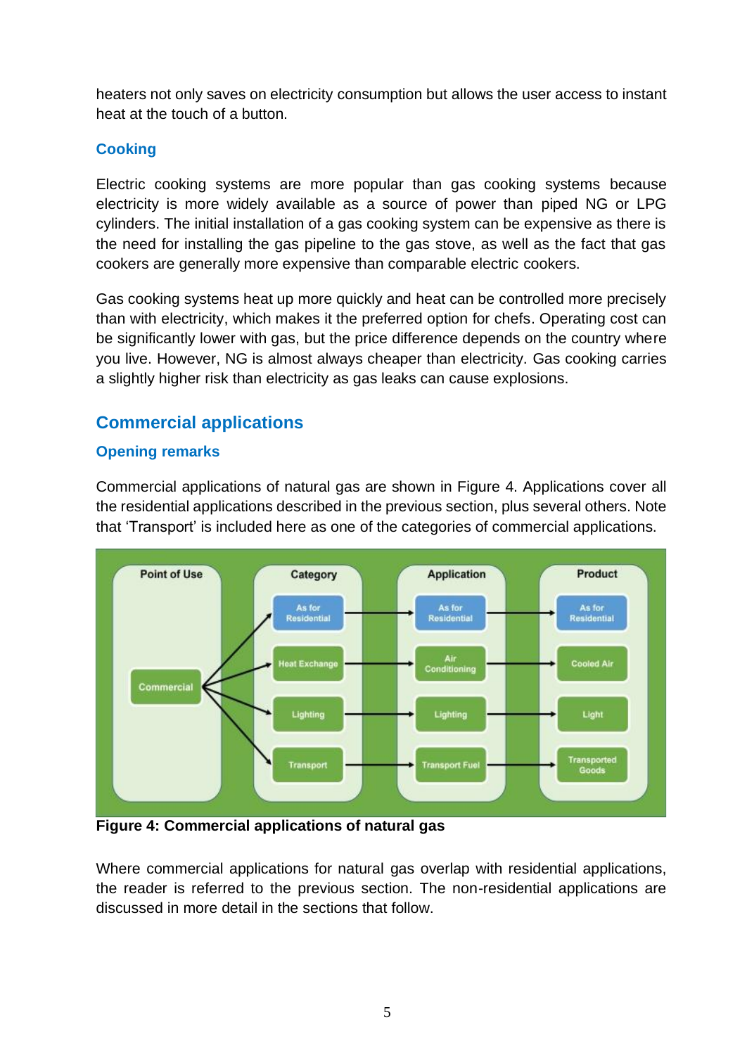heaters not only saves on electricity consumption but allows the user access to instant heat at the touch of a button.

### Cooking

Electric cooking systems are more popular than gas cooking systems because electricity is more widely available as a source of power than piped NG or LPG cylinders. The initial installation of a gas cooking system can be expensive as there is the need for installing the gas pipeline to the gas stove, as well as the fact that gas cookers are generally more expensive than comparable electric cookers.

Gas cooking systems heat up more quickly and heat can be controlled more precisely than with electricity, which makes it the preferred option for chefs. Operating cost can be significantly lower with gas, but the price difference depends on the country where you live. However, NG is almost always cheaper than electricity. Gas cooking carries a slightly higher risk than electricity as gas leaks can cause explosions.

## Commercial applications

### Opening remarks

Commercial applications of natural gas are shown in Figure 4. Applications cover all the residential applications described in the previous section, plus several others. Note that 'Transport' is included here as one of the categories of commercial applications.

| Point of Use | Category | Application | Product |
|---|---|---|---|
| Commercial | As for Residential | As for Residential | As for Residential |
| | Heat Exchange | Air Conditioning | Cooled Air |
| | Lighting | Lighting | Light |
| | Transport | Transport Fuel | Transported Goods |

**Figure 4: Commercial applications of natural gas**

Where commercial applications for natural gas overlap with residential applications, the reader is referred to the previous section. The non-residential applications are discussed in more detail in the sections that follow.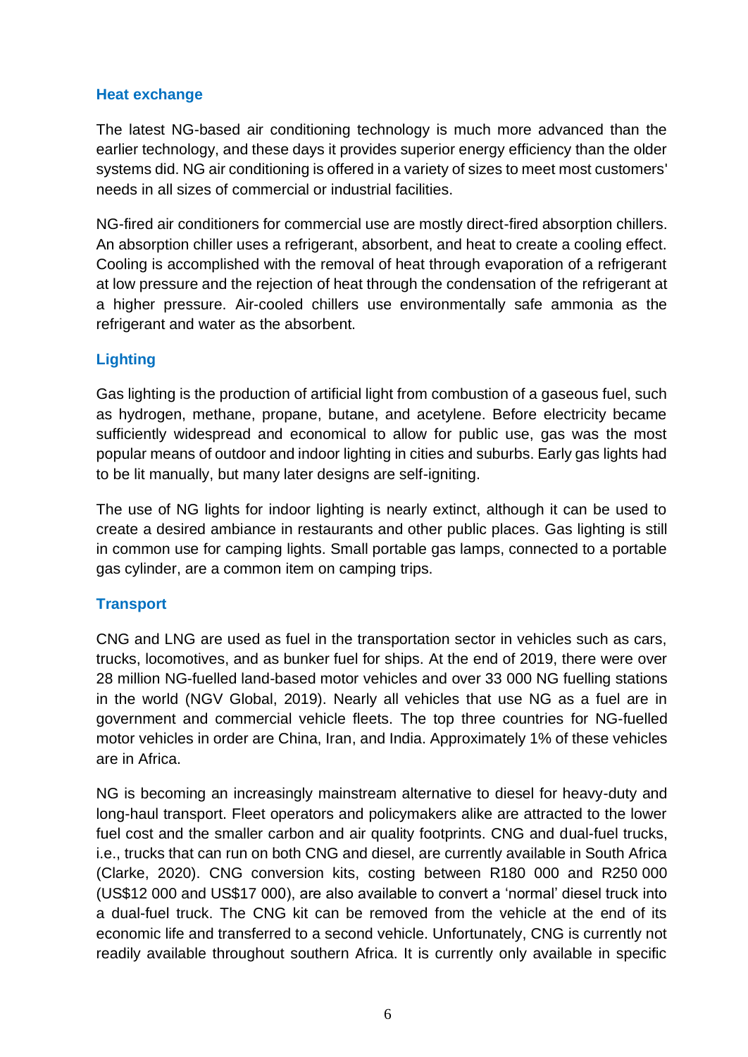### Heat exchange

The latest NG-based air conditioning technology is much more advanced than the earlier technology, and these days it provides superior energy efficiency than the older systems did. NG air conditioning is offered in a variety of sizes to meet most customers' needs in all sizes of commercial or industrial facilities.

NG-fired air conditioners for commercial use are mostly direct-fired absorption chillers. An absorption chiller uses a refrigerant, absorbent, and heat to create a cooling effect. Cooling is accomplished with the removal of heat through evaporation of a refrigerant at low pressure and the rejection of heat through the condensation of the refrigerant at a higher pressure. Air-cooled chillers use environmentally safe ammonia as the refrigerant and water as the absorbent.

### Lighting

Gas lighting is the production of artificial light from combustion of a gaseous fuel, such as hydrogen, methane, propane, butane, and acetylene. Before electricity became sufficiently widespread and economical to allow for public use, gas was the most popular means of outdoor and indoor lighting in cities and suburbs. Early gas lights had to be lit manually, but many later designs are self-igniting.

The use of NG lights for indoor lighting is nearly extinct, although it can be used to create a desired ambiance in restaurants and other public places. Gas lighting is still in common use for camping lights. Small portable gas lamps, connected to a portable gas cylinder, are a common item on camping trips.

### Transport

CNG and LNG are used as fuel in the transportation sector in vehicles such as cars, trucks, locomotives, and as bunker fuel for ships. At the end of 2019, there were over 28 million NG-fuelled land-based motor vehicles and over 33 000 NG fuelling stations in the world (NGV Global, 2019). Nearly all vehicles that use NG as a fuel are in government and commercial vehicle fleets. The top three countries for NG-fuelled motor vehicles in order are China, Iran, and India. Approximately 1% of these vehicles are in Africa.

NG is becoming an increasingly mainstream alternative to diesel for heavy-duty and long-haul transport. Fleet operators and policymakers alike are attracted to the lower fuel cost and the smaller carbon and air quality footprints. CNG and dual-fuel trucks, i.e., trucks that can run on both CNG and diesel, are currently available in South Africa (Clarke, 2020). CNG conversion kits, costing between R180 000 and R250 000 (US$12 000 and US$17 000), are also available to convert a 'normal' diesel truck into a dual-fuel truck. The CNG kit can be removed from the vehicle at the end of its economic life and transferred to a second vehicle. Unfortunately, CNG is currently not readily available throughout southern Africa. It is currently only available in specific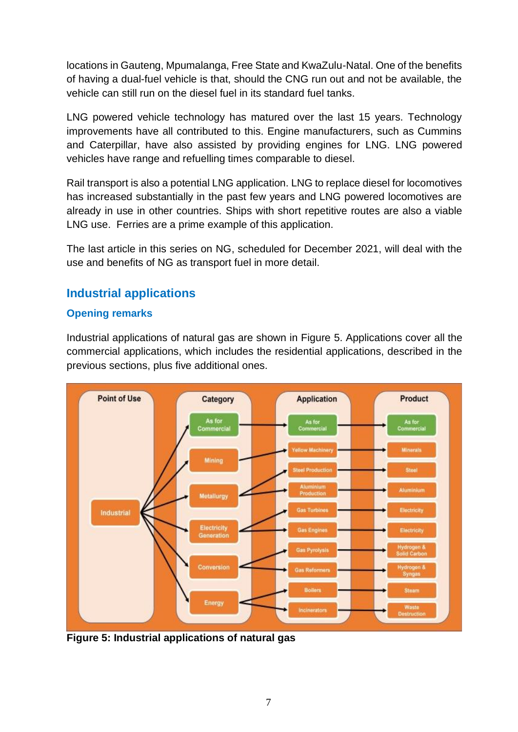locations in Gauteng, Mpumalanga, Free State and KwaZulu-Natal. One of the benefits of having a dual-fuel vehicle is that, should the CNG run out and not be available, the vehicle can still run on the diesel fuel in its standard fuel tanks.

LNG powered vehicle technology has matured over the last 15 years. Technology improvements have all contributed to this. Engine manufacturers, such as Cummins and Caterpillar, have also assisted by providing engines for LNG. LNG powered vehicles have range and refuelling times comparable to diesel.

Rail transport is also a potential LNG application. LNG to replace diesel for locomotives has increased substantially in the past few years and LNG powered locomotives are already in use in other countries. Ships with short repetitive routes are also a viable LNG use. Ferries are a prime example of this application.

The last article in this series on NG, scheduled for December 2021, will deal with the use and benefits of NG as transport fuel in more detail.

## Industrial applications

### Opening remarks

Industrial applications of natural gas are shown in Figure 5. Applications cover all the commercial applications, which includes the residential applications, described in the previous sections, plus five additional ones.

| Point of Use | Category | Application | Product |
|---|---|---|---|
| Industrial | As for Commercial | As for Commercial | As for Commercial |
| | Mining | Yellow Machinery | Minerals |
| | Metallurgy | Steel Production | Steel |
| | | Aluminium Production | Aluminium |
| | Electricity Generation | Gas Turbines | Electricity |
| | | Gas Engines | Electricity |
| | Conversion | Gas Pyrolysis | Hydrogen & Solid Carbon |
| | | Gas Reformers | Hydrogen & Syngas |
| | Energy | Boilers | Steam |
| | | Incinerators | Waste Destruction |

**Figure 5: Industrial applications of natural gas**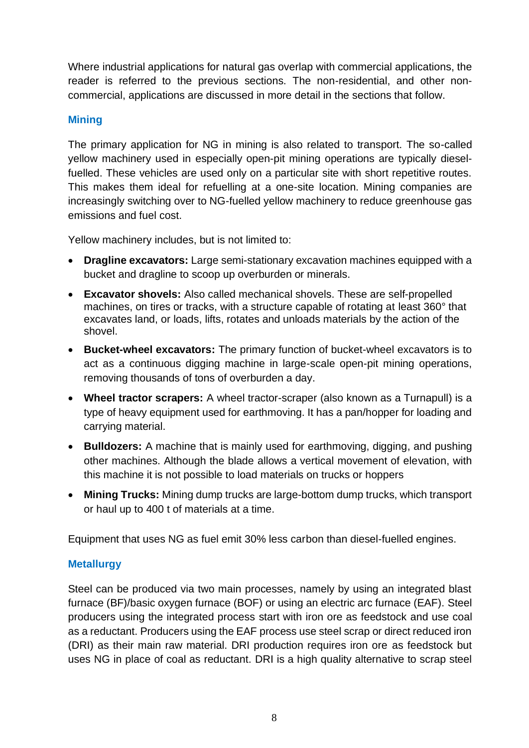Where industrial applications for natural gas overlap with commercial applications, the reader is referred to the previous sections. The non-residential, and other non-commercial, applications are discussed in more detail in the sections that follow.

## Mining

The primary application for NG in mining is also related to transport. The so-called yellow machinery used in especially open-pit mining operations are typically diesel-fuelled. These vehicles are used only on a particular site with short repetitive routes. This makes them ideal for refuelling at a one-site location. Mining companies are increasingly switching over to NG-fuelled yellow machinery to reduce greenhouse gas emissions and fuel cost.

Yellow machinery includes, but is not limited to:

- **Dragline excavators:** Large semi-stationary excavation machines equipped with a bucket and dragline to scoop up overburden or minerals.
- **Excavator shovels:** Also called mechanical shovels. These are self-propelled machines, on tires or tracks, with a structure capable of rotating at least 360° that excavates land, or loads, lifts, rotates and unloads materials by the action of the shovel.
- **Bucket-wheel excavators:** The primary function of bucket-wheel excavators is to act as a continuous digging machine in large-scale open-pit mining operations, removing thousands of tons of overburden a day.
- **Wheel tractor scrapers:** A wheel tractor-scraper (also known as a Turnapull) is a type of heavy equipment used for earthmoving. It has a pan/hopper for loading and carrying material.
- **Bulldozers:** A machine that is mainly used for earthmoving, digging, and pushing other machines. Although the blade allows a vertical movement of elevation, with this machine it is not possible to load materials on trucks or hoppers
- **Mining Trucks:** Mining dump trucks are large-bottom dump trucks, which transport or haul up to 400 t of materials at a time.

Equipment that uses NG as fuel emit 30% less carbon than diesel-fuelled engines.

## Metallurgy

Steel can be produced via two main processes, namely by using an integrated blast furnace (BF)/basic oxygen furnace (BOF) or using an electric arc furnace (EAF). Steel producers using the integrated process start with iron ore as feedstock and use coal as a reductant. Producers using the EAF process use steel scrap or direct reduced iron (DRI) as their main raw material. DRI production requires iron ore as feedstock but uses NG in place of coal as reductant. DRI is a high quality alternative to scrap steel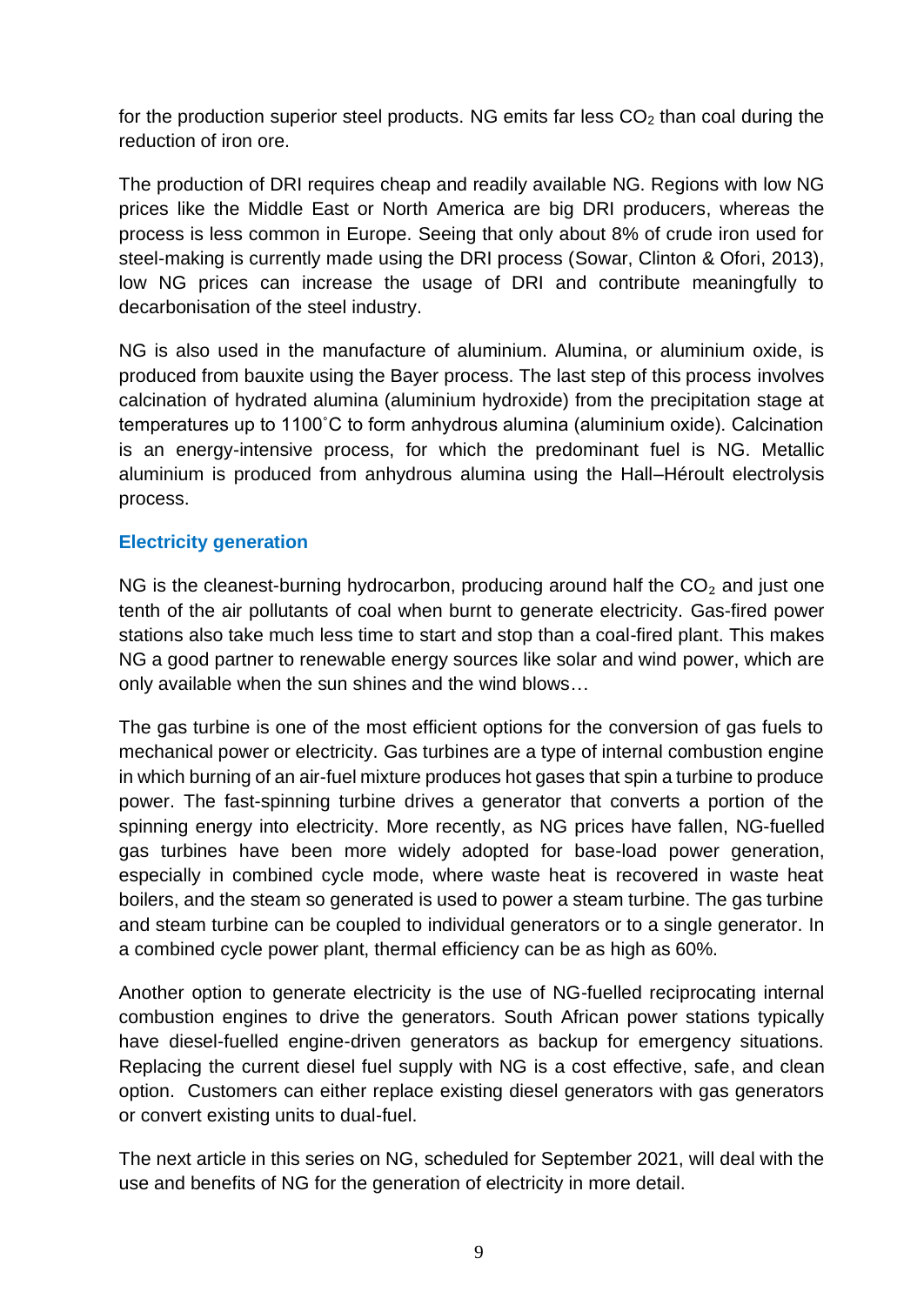for the production superior steel products. NG emits far less $CO_2$ than coal during the reduction of iron ore.

The production of DRI requires cheap and readily available NG. Regions with low NG prices like the Middle East or North America are big DRI producers, whereas the process is less common in Europe. Seeing that only about 8% of crude iron used for steel-making is currently made using the DRI process (Sowar, Clinton & Ofori, 2013), low NG prices can increase the usage of DRI and contribute meaningfully to decarbonisation of the steel industry.

NG is also used in the manufacture of aluminium. Alumina, or aluminium oxide, is produced from bauxite using the Bayer process. The last step of this process involves calcination of hydrated alumina (aluminium hydroxide) from the precipitation stage at temperatures up to 1100˚C to form anhydrous alumina (aluminium oxide). Calcination is an energy-intensive process, for which the predominant fuel is NG. Metallic aluminium is produced from anhydrous alumina using the Hall–Héroult electrolysis process.

### Electricity generation

NG is the cleanest-burning hydrocarbon, producing around half the $CO_2$ and just one tenth of the air pollutants of coal when burnt to generate electricity. Gas-fired power stations also take much less time to start and stop than a coal-fired plant. This makes NG a good partner to renewable energy sources like solar and wind power, which are only available when the sun shines and the wind blows…

The gas turbine is one of the most efficient options for the conversion of gas fuels to mechanical power or electricity. Gas turbines are a type of internal combustion engine in which burning of an air-fuel mixture produces hot gases that spin a turbine to produce power. The fast-spinning turbine drives a generator that converts a portion of the spinning energy into electricity. More recently, as NG prices have fallen, NG-fuelled gas turbines have been more widely adopted for base-load power generation, especially in combined cycle mode, where waste heat is recovered in waste heat boilers, and the steam so generated is used to power a steam turbine. The gas turbine and steam turbine can be coupled to individual generators or to a single generator. In a combined cycle power plant, thermal efficiency can be as high as 60%.

Another option to generate electricity is the use of NG-fuelled reciprocating internal combustion engines to drive the generators. South African power stations typically have diesel-fuelled engine-driven generators as backup for emergency situations. Replacing the current diesel fuel supply with NG is a cost effective, safe, and clean option. Customers can either replace existing diesel generators with gas generators or convert existing units to dual-fuel.

The next article in this series on NG, scheduled for September 2021, will deal with the use and benefits of NG for the generation of electricity in more detail.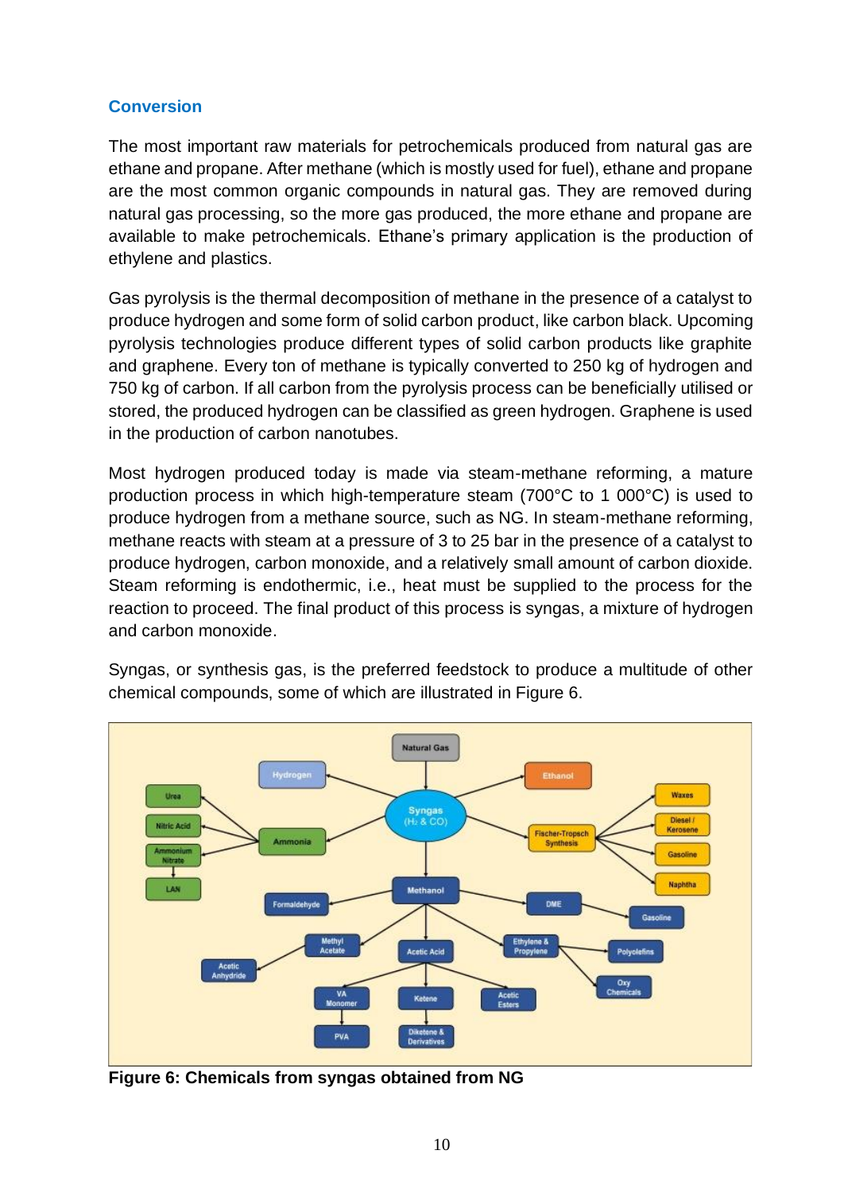## Conversion

The most important raw materials for petrochemicals produced from natural gas are ethane and propane. After methane (which is mostly used for fuel), ethane and propane are the most common organic compounds in natural gas. They are removed during natural gas processing, so the more gas produced, the more ethane and propane are available to make petrochemicals. Ethane's primary application is the production of ethylene and plastics.

Gas pyrolysis is the thermal decomposition of methane in the presence of a catalyst to produce hydrogen and some form of solid carbon product, like carbon black. Upcoming pyrolysis technologies produce different types of solid carbon products like graphite and graphene. Every ton of methane is typically converted to 250 kg of hydrogen and 750 kg of carbon. If all carbon from the pyrolysis process can be beneficially utilised or stored, the produced hydrogen can be classified as green hydrogen. Graphene is used in the production of carbon nanotubes.

Most hydrogen produced today is made via steam-methane reforming, a mature production process in which high-temperature steam (700°C to 1 000°C) is used to produce hydrogen from a methane source, such as NG. In steam-methane reforming, methane reacts with steam at a pressure of 3 to 25 bar in the presence of a catalyst to produce hydrogen, carbon monoxide, and a relatively small amount of carbon dioxide. Steam reforming is endothermic, i.e., heat must be supplied to the process for the reaction to proceed. The final product of this process is syngas, a mixture of hydrogen and carbon monoxide.

Syngas, or synthesis gas, is the preferred feedstock to produce a multitude of other chemical compounds, some of which are illustrated in Figure 6.

**Figure 6: Chemicals from syngas obtained from NG**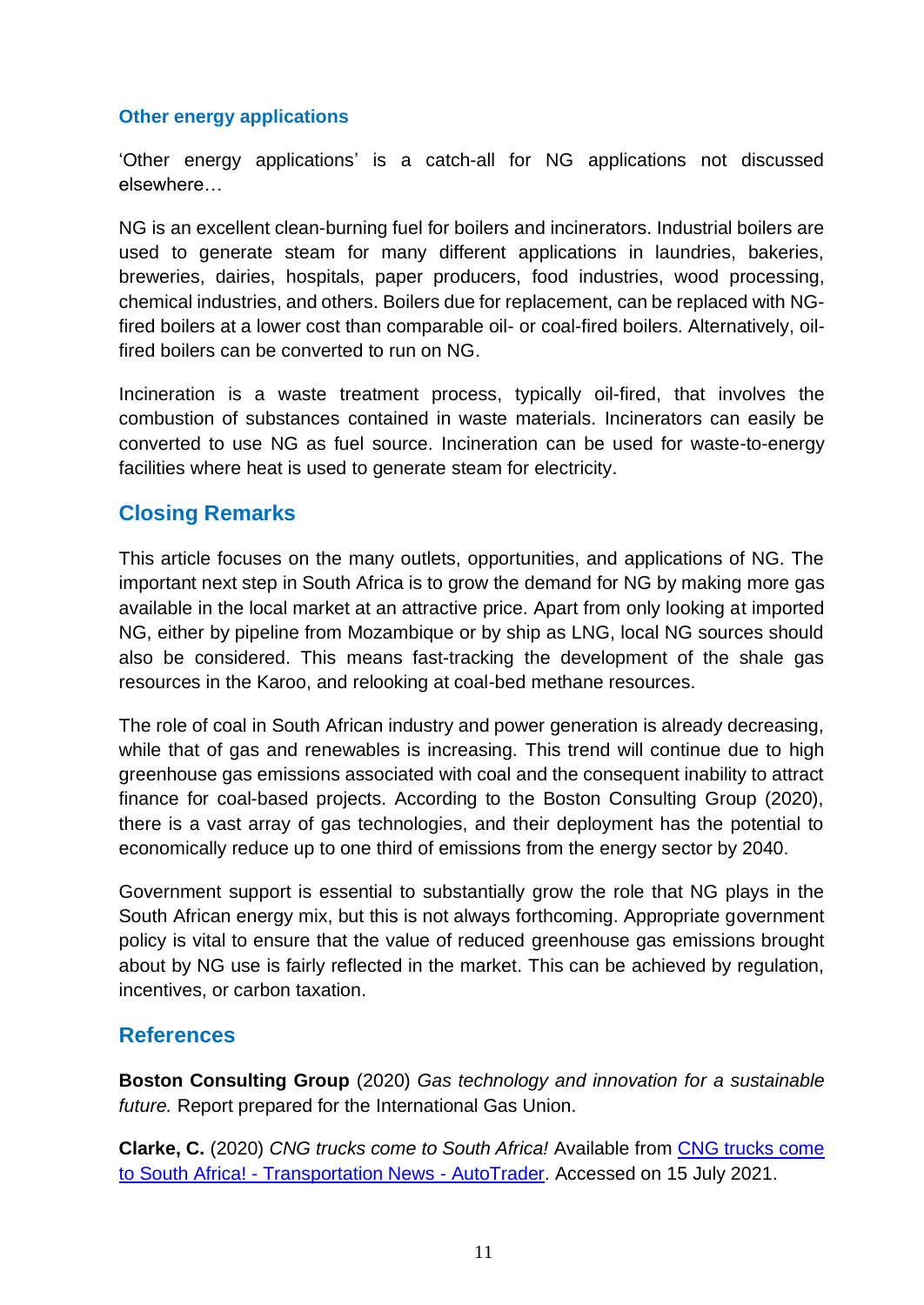### Other energy applications

'Other energy applications' is a catch-all for NG applications not discussed elsewhere…

NG is an excellent clean-burning fuel for boilers and incinerators. Industrial boilers are used to generate steam for many different applications in laundries, bakeries, breweries, dairies, hospitals, paper producers, food industries, wood processing, chemical industries, and others. Boilers due for replacement, can be replaced with NG-fired boilers at a lower cost than comparable oil- or coal-fired boilers. Alternatively, oil-fired boilers can be converted to run on NG.

Incineration is a waste treatment process, typically oil-fired, that involves the combustion of substances contained in waste materials. Incinerators can easily be converted to use NG as fuel source. Incineration can be used for waste-to-energy facilities where heat is used to generate steam for electricity.

## Closing Remarks

This article focuses on the many outlets, opportunities, and applications of NG. The important next step in South Africa is to grow the demand for NG by making more gas available in the local market at an attractive price. Apart from only looking at imported NG, either by pipeline from Mozambique or by ship as LNG, local NG sources should also be considered. This means fast-tracking the development of the shale gas resources in the Karoo, and relooking at coal-bed methane resources.

The role of coal in South African industry and power generation is already decreasing, while that of gas and renewables is increasing. This trend will continue due to high greenhouse gas emissions associated with coal and the consequent inability to attract finance for coal-based projects. According to the Boston Consulting Group (2020), there is a vast array of gas technologies, and their deployment has the potential to economically reduce up to one third of emissions from the energy sector by 2040.

Government support is essential to substantially grow the role that NG plays in the South African energy mix, but this is not always forthcoming. Appropriate government policy is vital to ensure that the value of reduced greenhouse gas emissions brought about by NG use is fairly reflected in the market. This can be achieved by regulation, incentives, or carbon taxation.

## References

**Boston Consulting Group** (2020) *Gas technology and innovation for a sustainable future.* Report prepared for the International Gas Union.

**Clarke, C.** (2020) *CNG trucks come to South Africa!* Available from CNG trucks come to South Africa! - Transportation News - AutoTrader. Accessed on 15 July 2021.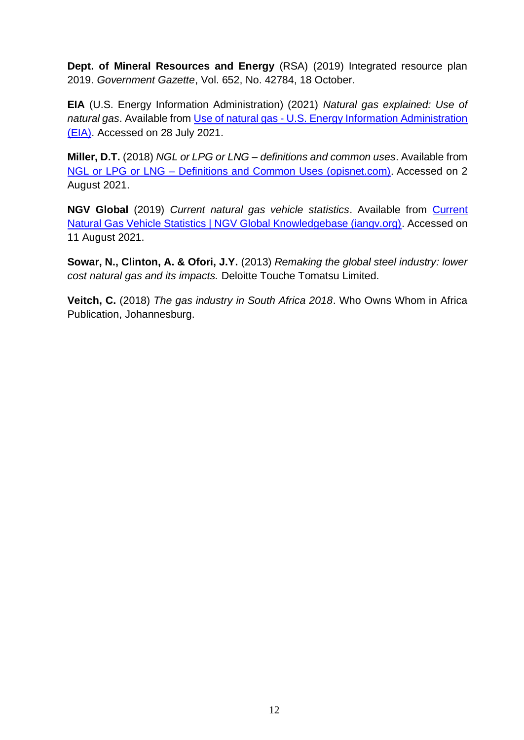**Dept. of Mineral Resources and Energy** (RSA) (2019) Integrated resource plan 2019. *Government Gazette*, Vol. 652, No. 42784, 18 October.

**EIA** (U.S. Energy Information Administration) (2021) *Natural gas explained: Use of natural gas*. Available from Use of natural gas - U.S. Energy Information Administration (EIA). Accessed on 28 July 2021.

**Miller, D.T.** (2018) *NGL or LPG or LNG – definitions and common uses*. Available from NGL or LPG or LNG – Definitions and Common Uses (opisnet.com). Accessed on 2 August 2021.

**NGV Global** (2019) *Current natural gas vehicle statistics*. Available from Current Natural Gas Vehicle Statistics | NGV Global Knowledgebase (iangv.org). Accessed on 11 August 2021.

**Sowar, N., Clinton, A. & Ofori, J.Y.** (2013) *Remaking the global steel industry: lower cost natural gas and its impacts.* Deloitte Touche Tomatsu Limited.

**Veitch, C.** (2018) *The gas industry in South Africa 2018*. Who Owns Whom in Africa Publication, Johannesburg.